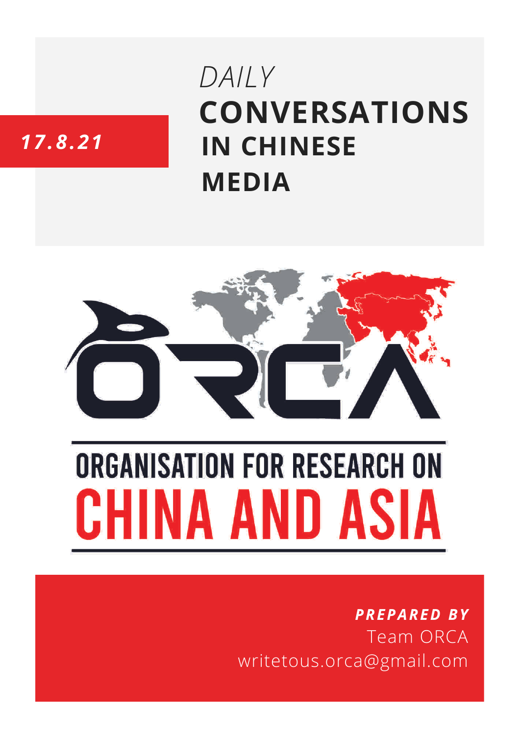*17.8.21*

# *DAILY* CONVERSATIONS IN CHINESE MEDIA

ORCA

ORGANISATION FOR RESEARCH ON

CHINA AND ASIA

***PREPARED BY***

Team ORCA

writetous.orca@gmail.com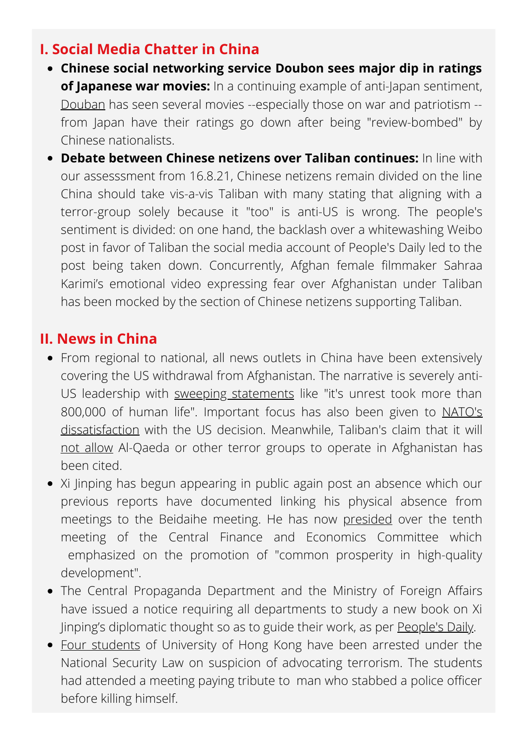## I. Social Media Chatter in China

- **Chinese social networking service Doubon sees major dip in ratings of Japanese war movies:** In a continuing example of anti-Japan sentiment, Douban has seen several movies --especially those on war and patriotism -- from Japan have their ratings go down after being "review-bombed" by Chinese nationalists.
- **Debate between Chinese netizens over Taliban continues:** In line with our assesssment from 16.8.21, Chinese netizens remain divided on the line China should take vis-a-vis Taliban with many stating that aligning with a terror-group solely because it "too" is anti-US is wrong. The people's sentiment is divided: on one hand, the backlash over a whitewashing Weibo post in favor of Taliban the social media account of People's Daily led to the post being taken down. Concurrently, Afghan female filmmaker Sahraa Karimi's emotional video expressing fear over Afghanistan under Taliban has been mocked by the section of Chinese netizens supporting Taliban.

## II. News in China

- From regional to national, all news outlets in China have been extensively covering the US withdrawal from Afghanistan. The narrative is severely anti-US leadership with sweeping statements like "it's unrest took more than 800,000 of human life". Important focus has also been given to NATO's dissatisfaction with the US decision. Meanwhile, Taliban's claim that it will not allow Al-Qaeda or other terror groups to operate in Afghanistan has been cited.
- Xi Jinping has begun appearing in public again post an absence which our previous reports have documented linking his physical absence from meetings to the Beidaihe meeting. He has now presided over the tenth meeting of the Central Finance and Economics Committee which emphasized on the promotion of "common prosperity in high-quality development".
- The Central Propaganda Department and the Ministry of Foreign Affairs have issued a notice requiring all departments to study a new book on Xi Jinping's diplomatic thought so as to guide their work, as per People's Daily.
- Four students of University of Hong Kong have been arrested under the National Security Law on suspicion of advocating terrorism. The students had attended a meeting paying tribute to man who stabbed a police officer before killing himself.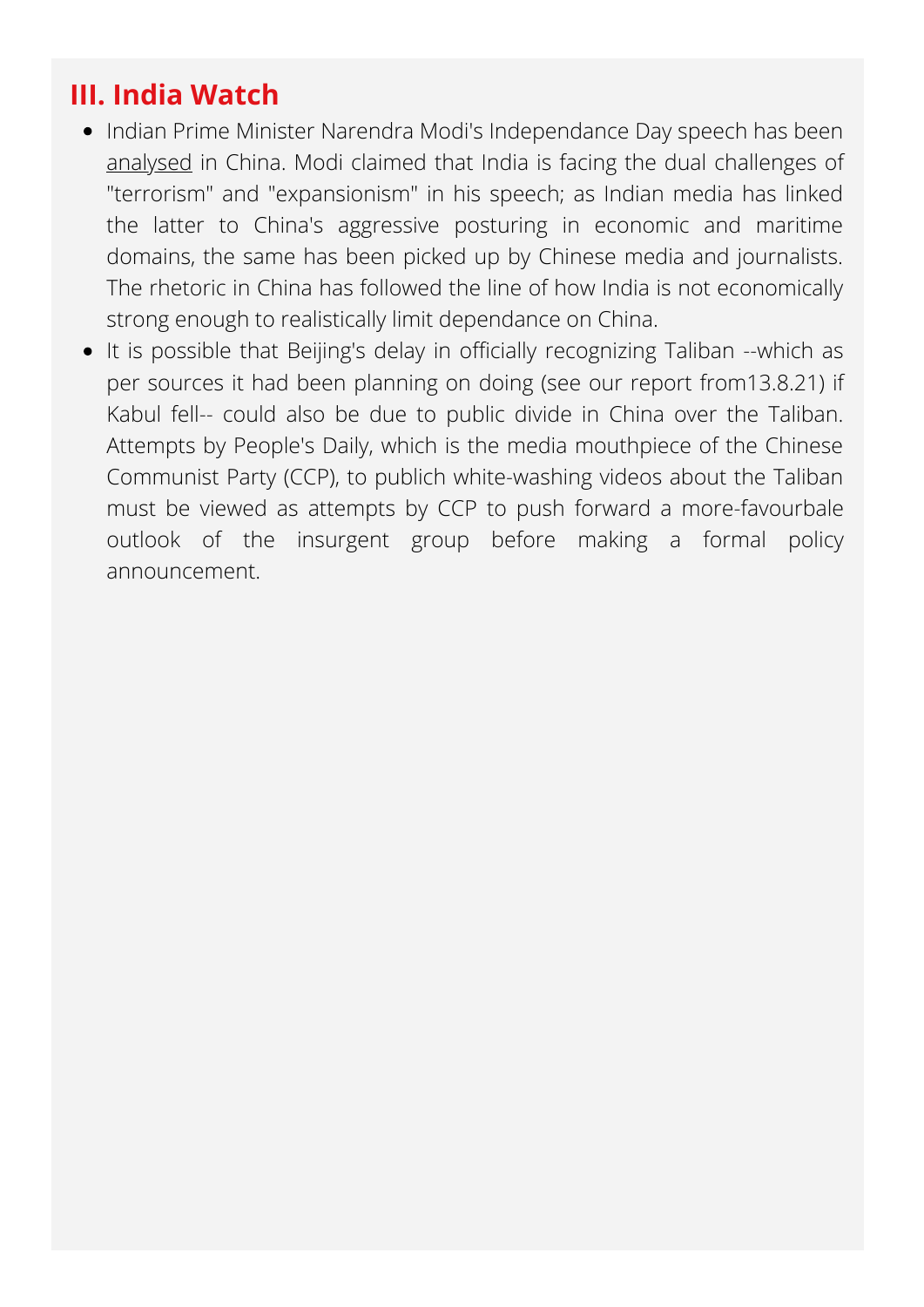## III. India Watch

- Indian Prime Minister Narendra Modi's Independance Day speech has been analysed in China. Modi claimed that India is facing the dual challenges of "terrorism" and "expansionism" in his speech; as Indian media has linked the latter to China's aggressive posturing in economic and maritime domains, the same has been picked up by Chinese media and journalists. The rhetoric in China has followed the line of how India is not economically strong enough to realistically limit dependance on China.
- It is possible that Beijing's delay in officially recognizing Taliban --which as per sources it had been planning on doing (see our report from13.8.21) if Kabul fell-- could also be due to public divide in China over the Taliban. Attempts by People's Daily, which is the media mouthpiece of the Chinese Communist Party (CCP), to publich white-washing videos about the Taliban must be viewed as attempts by CCP to push forward a more-favourbale outlook of the insurgent group before making a formal policy announcement.